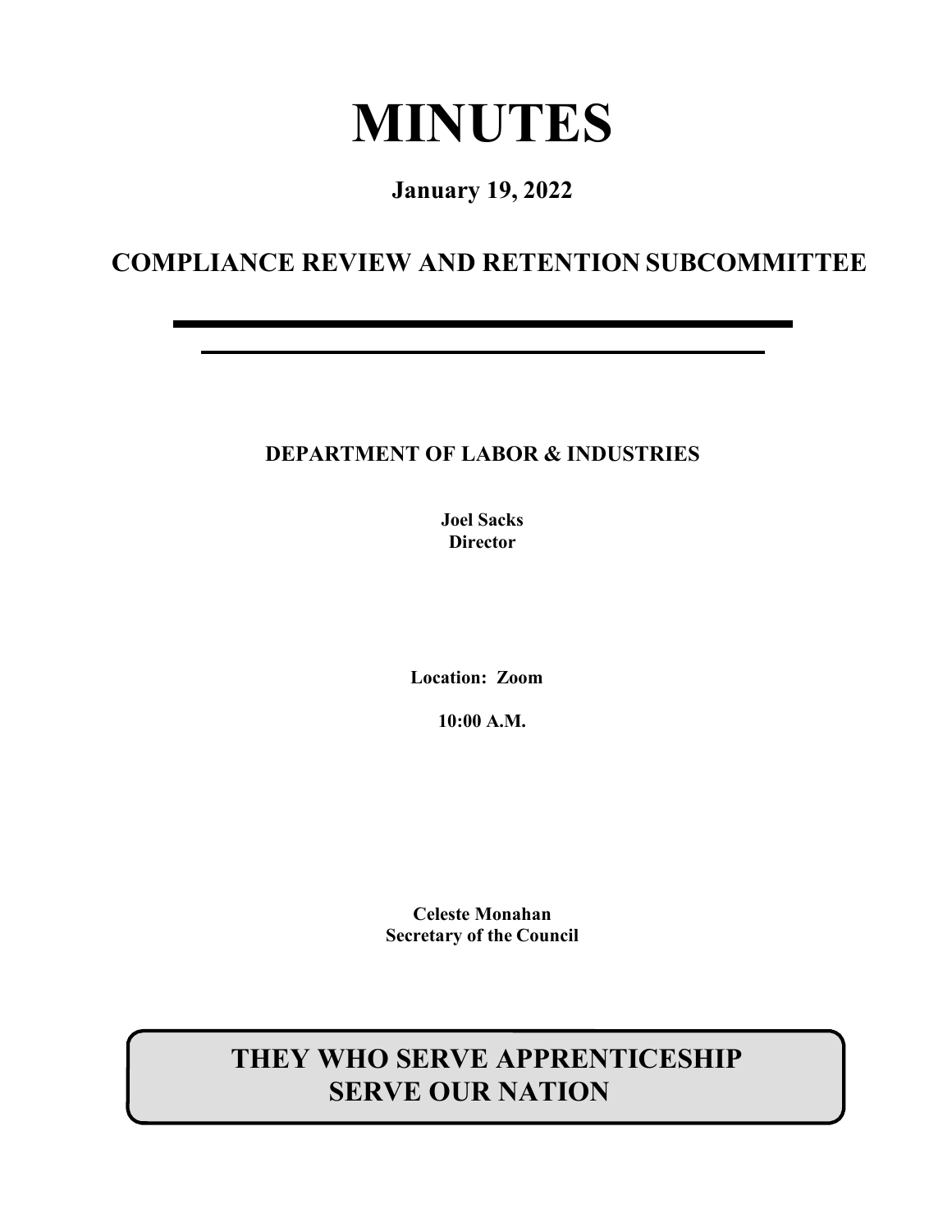# MINUTES

**January 19, 2022**

## COMPLIANCE REVIEW AND RETENTION SUBCOMMITTEE

---

---

**DEPARTMENT OF LABOR & INDUSTRIES**

**Joel Sacks**
**Director**

**Location: Zoom**

**10:00 A.M.**

**Celeste Monahan**
**Secretary of the Council**

**THEY WHO SERVE APPRENTICESHIP SERVE OUR NATION**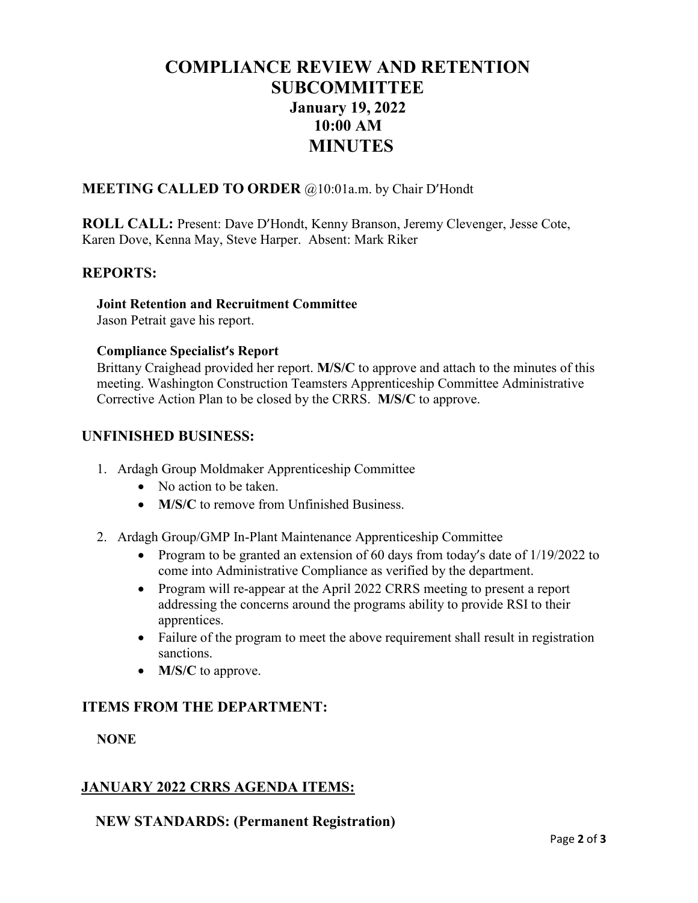# COMPLIANCE REVIEW AND RETENTION SUBCOMMITTEE
## January 19, 2022
## 10:00 AM
# MINUTES

## MEETING CALLED TO ORDER @10:01a.m. by Chair D'Hondt

**ROLL CALL:** Present: Dave D'Hondt, Kenny Branson, Jeremy Clevenger, Jesse Cote, Karen Dove, Kenna May, Steve Harper. Absent: Mark Riker

## REPORTS:

**Joint Retention and Recruitment Committee**
Jason Petrait gave his report.

**Compliance Specialist's Report**
Brittany Craighead provided her report. **M/S/C** to approve and attach to the minutes of this meeting. Washington Construction Teamsters Apprenticeship Committee Administrative Corrective Action Plan to be closed by the CRRS. **M/S/C** to approve.

## UNFINISHED BUSINESS:

1. Ardagh Group Moldmaker Apprenticeship Committee
   - No action to be taken.
   - **M/S/C** to remove from Unfinished Business.

2. Ardagh Group/GMP In-Plant Maintenance Apprenticeship Committee
   - Program to be granted an extension of 60 days from today's date of 1/19/2022 to come into Administrative Compliance as verified by the department.
   - Program will re-appear at the April 2022 CRRS meeting to present a report addressing the concerns around the programs ability to provide RSI to their apprentices.
   - Failure of the program to meet the above requirement shall result in registration sanctions.
   - **M/S/C** to approve.

## ITEMS FROM THE DEPARTMENT:

**NONE**

## JANUARY 2022 CRRS AGENDA ITEMS:

**NEW STANDARDS: (Permanent Registration)**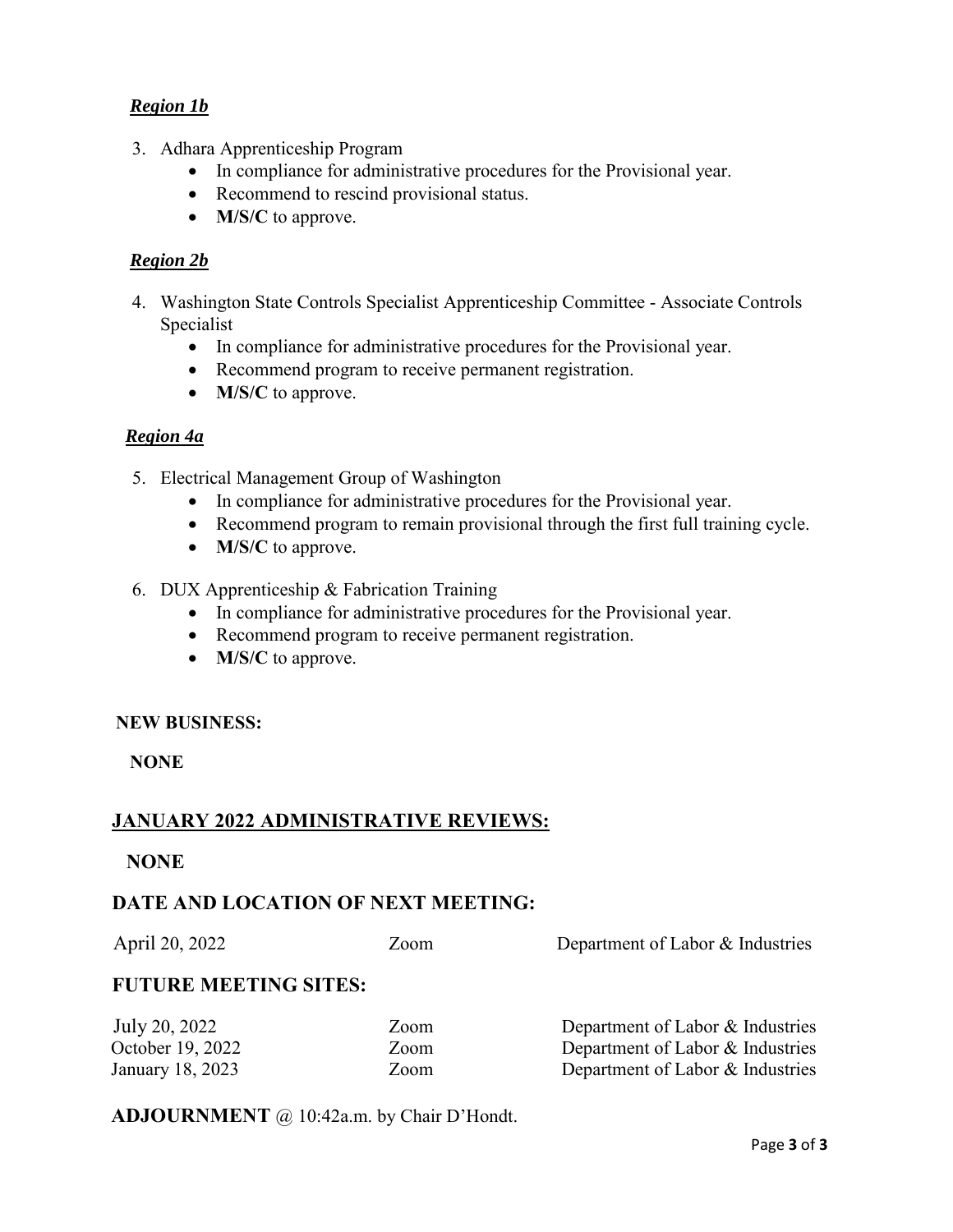***Region 1b***

3. Adhara Apprenticeship Program
    - In compliance for administrative procedures for the Provisional year.
    - Recommend to rescind provisional status.
    - **M/S/C** to approve.

***Region 2b***

4. Washington State Controls Specialist Apprenticeship Committee - Associate Controls Specialist
    - In compliance for administrative procedures for the Provisional year.
    - Recommend program to receive permanent registration.
    - **M/S/C** to approve.

***Region 4a***

5. Electrical Management Group of Washington
    - In compliance for administrative procedures for the Provisional year.
    - Recommend program to remain provisional through the first full training cycle.
    - **M/S/C** to approve.

6. DUX Apprenticeship & Fabrication Training
    - In compliance for administrative procedures for the Provisional year.
    - Recommend program to receive permanent registration.
    - **M/S/C** to approve.

**NEW BUSINESS:**

**NONE**

## JANUARY 2022 ADMINISTRATIVE REVIEWS:

**NONE**

## DATE AND LOCATION OF NEXT MEETING:

| | | |
|---|---|---|
| April 20, 2022 | Zoom | Department of Labor & Industries |

## FUTURE MEETING SITES:

| | | |
|---|---|---|
| July 20, 2022 | Zoom | Department of Labor & Industries |
| October 19, 2022 | Zoom | Department of Labor & Industries |
| January 18, 2023 | Zoom | Department of Labor & Industries |

**ADJOURNMENT** @ 10:42a.m. by Chair D'Hondt.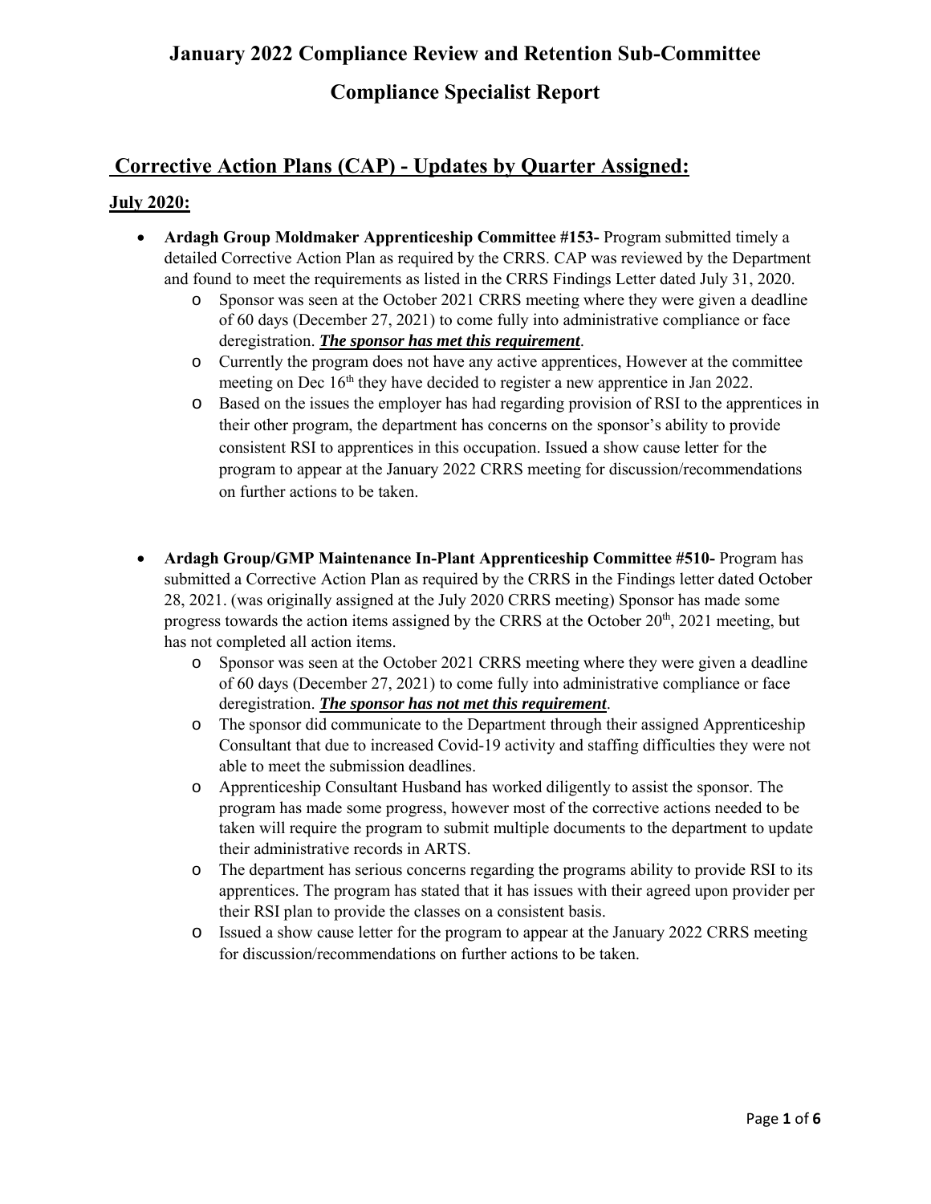# January 2022 Compliance Review and Retention Sub-Committee

## Compliance Specialist Report

## Corrective Action Plans (CAP) - Updates by Quarter Assigned:

### July 2020:

- **Ardagh Group Moldmaker Apprenticeship Committee #153-** Program submitted timely a detailed Corrective Action Plan as required by the CRRS. CAP was reviewed by the Department and found to meet the requirements as listed in the CRRS Findings Letter dated July 31, 2020.
  - Sponsor was seen at the October 2021 CRRS meeting where they were given a deadline of 60 days (December 27, 2021) to come fully into administrative compliance or face deregistration. ***The sponsor has met this requirement***.
  - Currently the program does not have any active apprentices, However at the committee meeting on Dec 16th they have decided to register a new apprentice in Jan 2022.
  - Based on the issues the employer has had regarding provision of RSI to the apprentices in their other program, the department has concerns on the sponsor's ability to provide consistent RSI to apprentices in this occupation. Issued a show cause letter for the program to appear at the January 2022 CRRS meeting for discussion/recommendations on further actions to be taken.

- **Ardagh Group/GMP Maintenance In-Plant Apprenticeship Committee #510-** Program has submitted a Corrective Action Plan as required by the CRRS in the Findings letter dated October 28, 2021. (was originally assigned at the July 2020 CRRS meeting) Sponsor has made some progress towards the action items assigned by the CRRS at the October 20th, 2021 meeting, but has not completed all action items.
  - Sponsor was seen at the October 2021 CRRS meeting where they were given a deadline of 60 days (December 27, 2021) to come fully into administrative compliance or face deregistration. ***The sponsor has not met this requirement***.
  - The sponsor did communicate to the Department through their assigned Apprenticeship Consultant that due to increased Covid-19 activity and staffing difficulties they were not able to meet the submission deadlines.
  - Apprenticeship Consultant Husband has worked diligently to assist the sponsor. The program has made some progress, however most of the corrective actions needed to be taken will require the program to submit multiple documents to the department to update their administrative records in ARTS.
  - The department has serious concerns regarding the programs ability to provide RSI to its apprentices. The program has stated that it has issues with their agreed upon provider per their RSI plan to provide the classes on a consistent basis.
  - Issued a show cause letter for the program to appear at the January 2022 CRRS meeting for discussion/recommendations on further actions to be taken.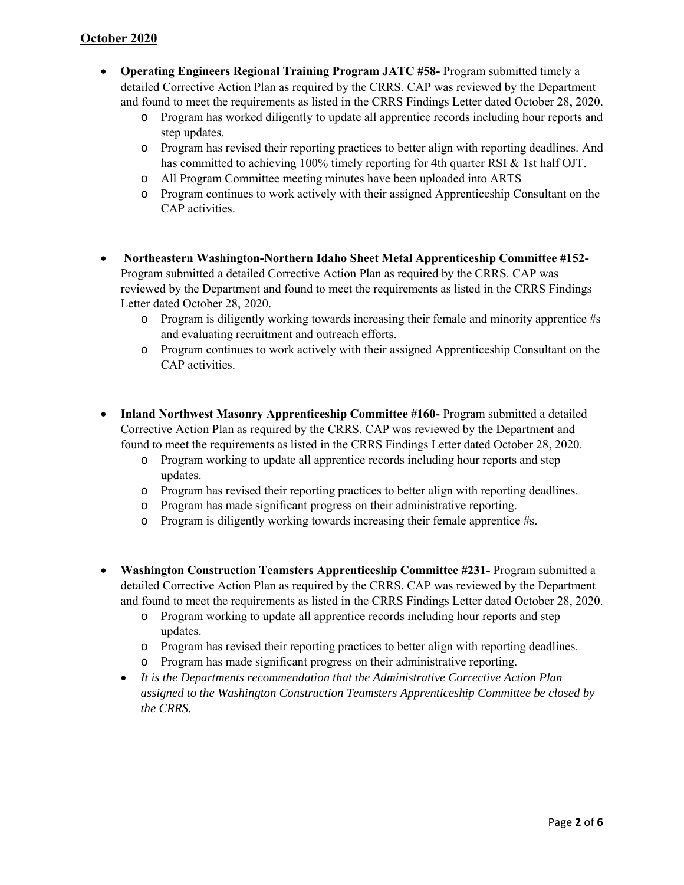## October 2020

- **Operating Engineers Regional Training Program JATC #58-** Program submitted timely a detailed Corrective Action Plan as required by the CRRS. CAP was reviewed by the Department and found to meet the requirements as listed in the CRRS Findings Letter dated October 28, 2020.
    - Program has worked diligently to update all apprentice records including hour reports and step updates.
    - Program has revised their reporting practices to better align with reporting deadlines. And has committed to achieving 100% timely reporting for 4th quarter RSI & 1st half OJT.
    - All Program Committee meeting minutes have been uploaded into ARTS
    - Program continues to work actively with their assigned Apprenticeship Consultant on the CAP activities.

- **Northeastern Washington-Northern Idaho Sheet Metal Apprenticeship Committee #152-** Program submitted a detailed Corrective Action Plan as required by the CRRS. CAP was reviewed by the Department and found to meet the requirements as listed in the CRRS Findings Letter dated October 28, 2020.
    - Program is diligently working towards increasing their female and minority apprentice #s and evaluating recruitment and outreach efforts.
    - Program continues to work actively with their assigned Apprenticeship Consultant on the CAP activities.

- **Inland Northwest Masonry Apprenticeship Committee #160-** Program submitted a detailed Corrective Action Plan as required by the CRRS. CAP was reviewed by the Department and found to meet the requirements as listed in the CRRS Findings Letter dated October 28, 2020.
    - Program working to update all apprentice records including hour reports and step updates.
    - Program has revised their reporting practices to better align with reporting deadlines.
    - Program has made significant progress on their administrative reporting.
    - Program is diligently working towards increasing their female apprentice #s.

- **Washington Construction Teamsters Apprenticeship Committee #231-** Program submitted a detailed Corrective Action Plan as required by the CRRS. CAP was reviewed by the Department and found to meet the requirements as listed in the CRRS Findings Letter dated October 28, 2020.
    - Program working to update all apprentice records including hour reports and step updates.
    - Program has revised their reporting practices to better align with reporting deadlines.
    - Program has made significant progress on their administrative reporting.
- *It is the Departments recommendation that the Administrative Corrective Action Plan assigned to the Washington Construction Teamsters Apprenticeship Committee be closed by the CRRS.*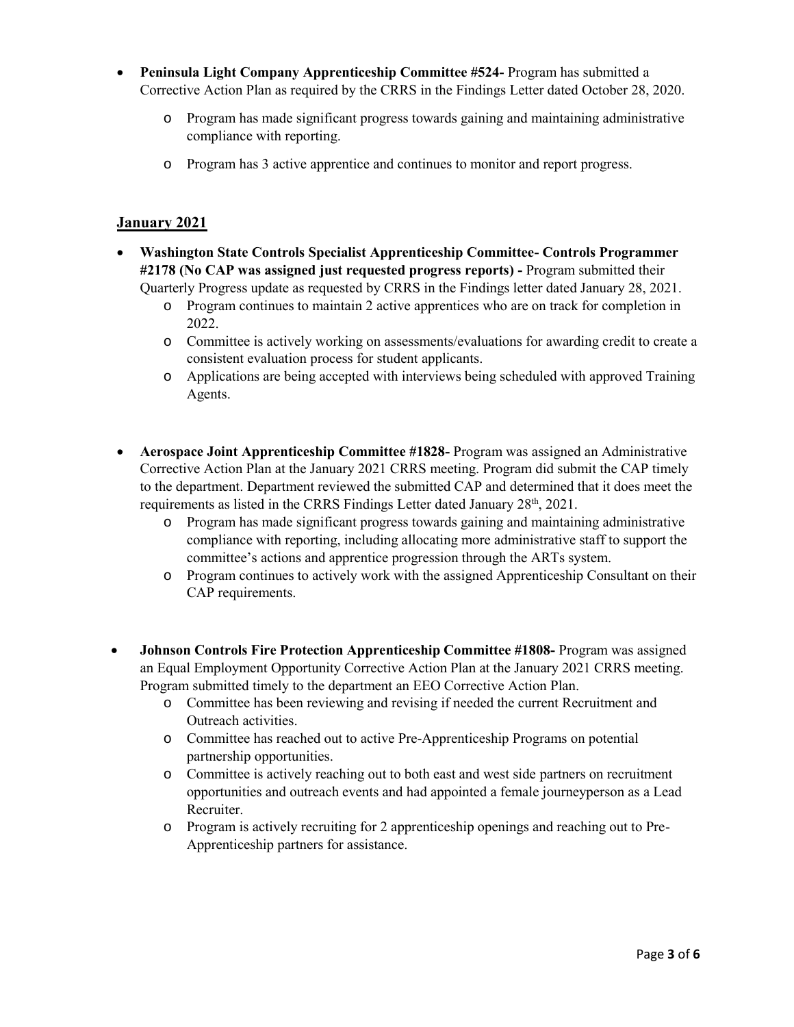- **Peninsula Light Company Apprenticeship Committee #524-** Program has submitted a Corrective Action Plan as required by the CRRS in the Findings Letter dated October 28, 2020.
  - Program has made significant progress towards gaining and maintaining administrative compliance with reporting.
  - Program has 3 active apprentice and continues to monitor and report progress.

## January 2021

- **Washington State Controls Specialist Apprenticeship Committee- Controls Programmer #2178 (No CAP was assigned just requested progress reports) -** Program submitted their Quarterly Progress update as requested by CRRS in the Findings letter dated January 28, 2021.
  - Program continues to maintain 2 active apprentices who are on track for completion in 2022.
  - Committee is actively working on assessments/evaluations for awarding credit to create a consistent evaluation process for student applicants.
  - Applications are being accepted with interviews being scheduled with approved Training Agents.

- **Aerospace Joint Apprenticeship Committee #1828-** Program was assigned an Administrative Corrective Action Plan at the January 2021 CRRS meeting. Program did submit the CAP timely to the department. Department reviewed the submitted CAP and determined that it does meet the requirements as listed in the CRRS Findings Letter dated January 28th, 2021.
  - Program has made significant progress towards gaining and maintaining administrative compliance with reporting, including allocating more administrative staff to support the committee's actions and apprentice progression through the ARTs system.
  - Program continues to actively work with the assigned Apprenticeship Consultant on their CAP requirements.

- **Johnson Controls Fire Protection Apprenticeship Committee #1808-** Program was assigned an Equal Employment Opportunity Corrective Action Plan at the January 2021 CRRS meeting. Program submitted timely to the department an EEO Corrective Action Plan.
  - Committee has been reviewing and revising if needed the current Recruitment and Outreach activities.
  - Committee has reached out to active Pre-Apprenticeship Programs on potential partnership opportunities.
  - Committee is actively reaching out to both east and west side partners on recruitment opportunities and outreach events and had appointed a female journeyperson as a Lead Recruiter.
  - Program is actively recruiting for 2 apprenticeship openings and reaching out to Pre-Apprenticeship partners for assistance.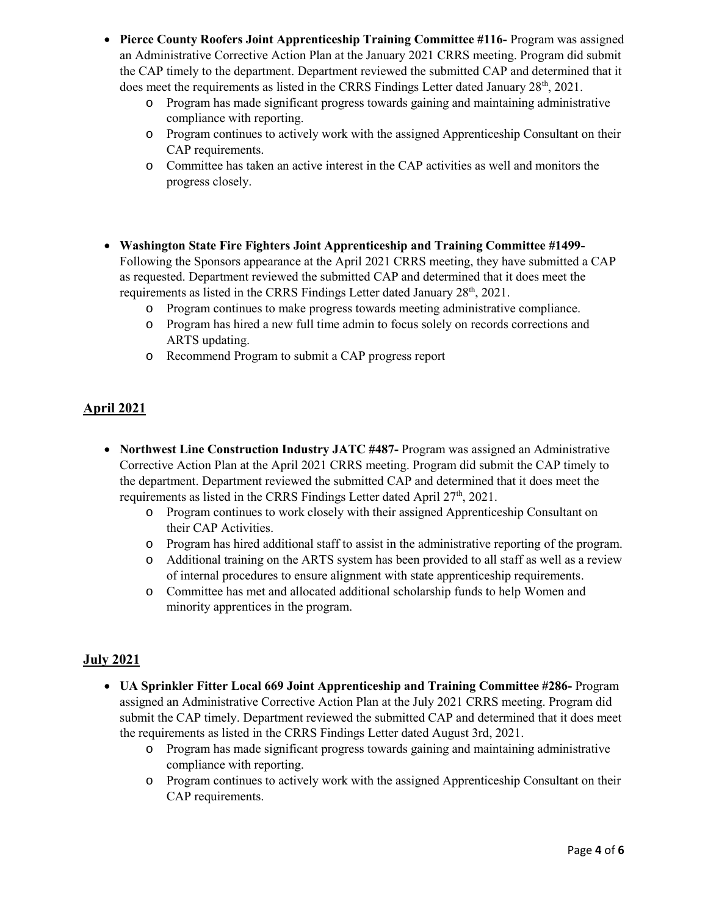- **Pierce County Roofers Joint Apprenticeship Training Committee #116-** Program was assigned an Administrative Corrective Action Plan at the January 2021 CRRS meeting. Program did submit the CAP timely to the department. Department reviewed the submitted CAP and determined that it does meet the requirements as listed in the CRRS Findings Letter dated January 28th, 2021.
  - Program has made significant progress towards gaining and maintaining administrative compliance with reporting.
  - Program continues to actively work with the assigned Apprenticeship Consultant on their CAP requirements.
  - Committee has taken an active interest in the CAP activities as well and monitors the progress closely.

- **Washington State Fire Fighters Joint Apprenticeship and Training Committee #1499-** Following the Sponsors appearance at the April 2021 CRRS meeting, they have submitted a CAP as requested. Department reviewed the submitted CAP and determined that it does meet the requirements as listed in the CRRS Findings Letter dated January 28th, 2021.
  - Program continues to make progress towards meeting administrative compliance.
  - Program has hired a new full time admin to focus solely on records corrections and ARTS updating.
  - Recommend Program to submit a CAP progress report

## April 2021

- **Northwest Line Construction Industry JATC #487-** Program was assigned an Administrative Corrective Action Plan at the April 2021 CRRS meeting. Program did submit the CAP timely to the department. Department reviewed the submitted CAP and determined that it does meet the requirements as listed in the CRRS Findings Letter dated April 27th, 2021.
  - Program continues to work closely with their assigned Apprenticeship Consultant on their CAP Activities.
  - Program has hired additional staff to assist in the administrative reporting of the program.
  - Additional training on the ARTS system has been provided to all staff as well as a review of internal procedures to ensure alignment with state apprenticeship requirements.
  - Committee has met and allocated additional scholarship funds to help Women and minority apprentices in the program.

## July 2021

- **UA Sprinkler Fitter Local 669 Joint Apprenticeship and Training Committee #286-** Program assigned an Administrative Corrective Action Plan at the July 2021 CRRS meeting. Program did submit the CAP timely. Department reviewed the submitted CAP and determined that it does meet the requirements as listed in the CRRS Findings Letter dated August 3rd, 2021.
  - Program has made significant progress towards gaining and maintaining administrative compliance with reporting.
  - Program continues to actively work with the assigned Apprenticeship Consultant on their CAP requirements.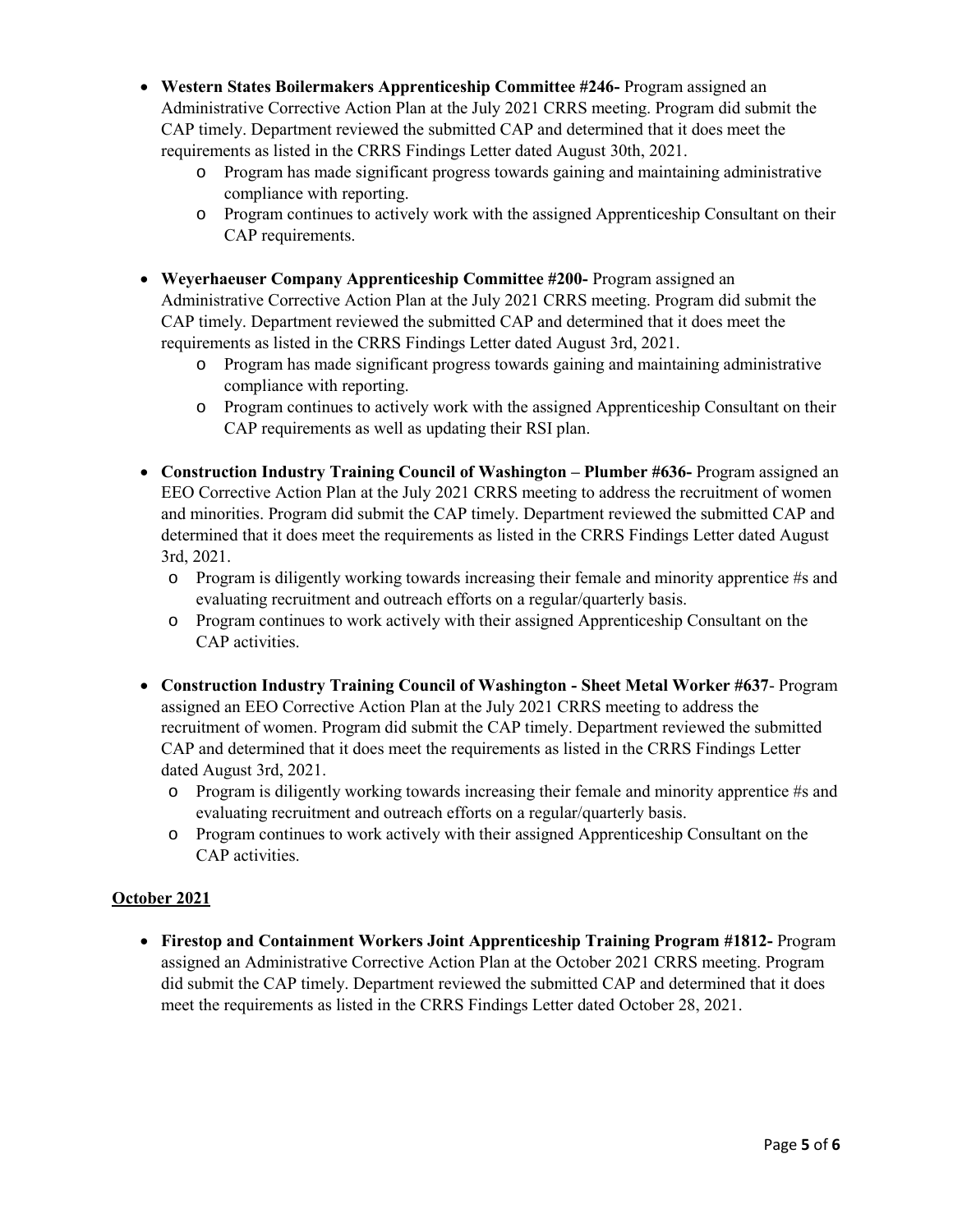- **Western States Boilermakers Apprenticeship Committee #246-** Program assigned an Administrative Corrective Action Plan at the July 2021 CRRS meeting. Program did submit the CAP timely. Department reviewed the submitted CAP and determined that it does meet the requirements as listed in the CRRS Findings Letter dated August 30th, 2021.
    - Program has made significant progress towards gaining and maintaining administrative compliance with reporting.
    - Program continues to actively work with the assigned Apprenticeship Consultant on their CAP requirements.

- **Weyerhaeuser Company Apprenticeship Committee #200-** Program assigned an Administrative Corrective Action Plan at the July 2021 CRRS meeting. Program did submit the CAP timely. Department reviewed the submitted CAP and determined that it does meet the requirements as listed in the CRRS Findings Letter dated August 3rd, 2021.
    - Program has made significant progress towards gaining and maintaining administrative compliance with reporting.
    - Program continues to actively work with the assigned Apprenticeship Consultant on their CAP requirements as well as updating their RSI plan.

- **Construction Industry Training Council of Washington – Plumber #636-** Program assigned an EEO Corrective Action Plan at the July 2021 CRRS meeting to address the recruitment of women and minorities. Program did submit the CAP timely. Department reviewed the submitted CAP and determined that it does meet the requirements as listed in the CRRS Findings Letter dated August 3rd, 2021.
    - Program is diligently working towards increasing their female and minority apprentice #s and evaluating recruitment and outreach efforts on a regular/quarterly basis.
    - Program continues to work actively with their assigned Apprenticeship Consultant on the CAP activities.

- **Construction Industry Training Council of Washington - Sheet Metal Worker #637**- Program assigned an EEO Corrective Action Plan at the July 2021 CRRS meeting to address the recruitment of women. Program did submit the CAP timely. Department reviewed the submitted CAP and determined that it does meet the requirements as listed in the CRRS Findings Letter dated August 3rd, 2021.
    - Program is diligently working towards increasing their female and minority apprentice #s and evaluating recruitment and outreach efforts on a regular/quarterly basis.
    - Program continues to work actively with their assigned Apprenticeship Consultant on the CAP activities.

**<u>October 2021</u>**

- **Firestop and Containment Workers Joint Apprenticeship Training Program #1812-** Program assigned an Administrative Corrective Action Plan at the October 2021 CRRS meeting. Program did submit the CAP timely. Department reviewed the submitted CAP and determined that it does meet the requirements as listed in the CRRS Findings Letter dated October 28, 2021.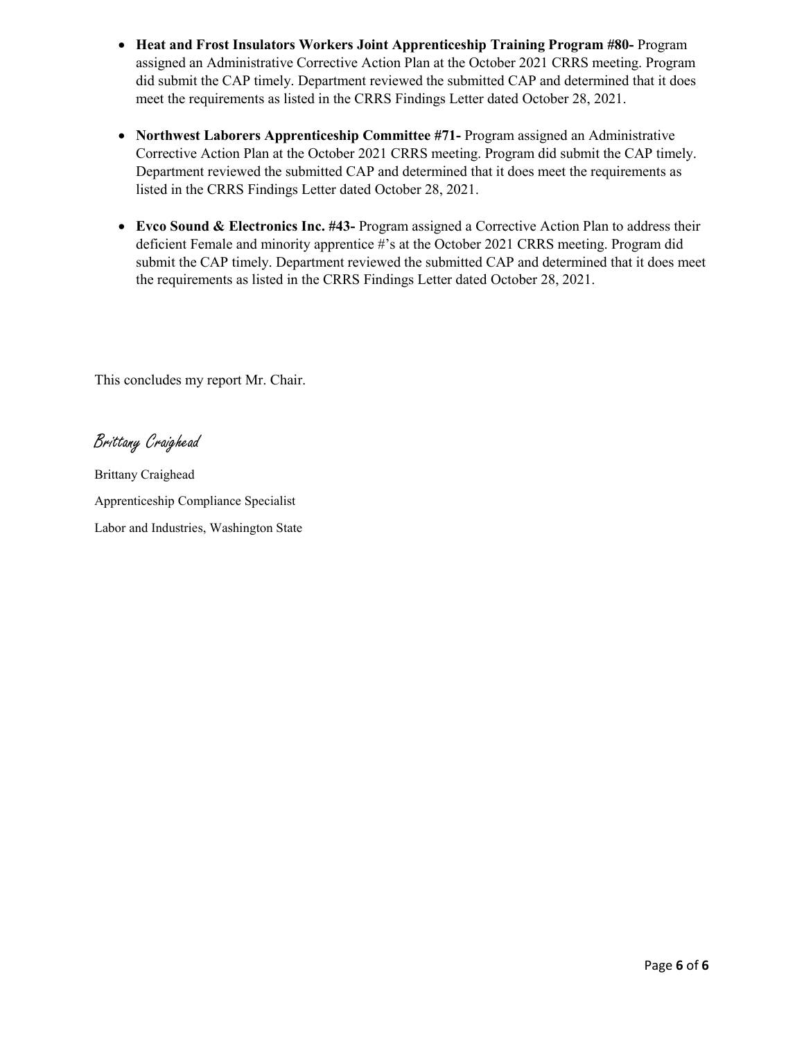- **Heat and Frost Insulators Workers Joint Apprenticeship Training Program #80-** Program assigned an Administrative Corrective Action Plan at the October 2021 CRRS meeting. Program did submit the CAP timely. Department reviewed the submitted CAP and determined that it does meet the requirements as listed in the CRRS Findings Letter dated October 28, 2021.
- **Northwest Laborers Apprenticeship Committee #71-** Program assigned an Administrative Corrective Action Plan at the October 2021 CRRS meeting. Program did submit the CAP timely. Department reviewed the submitted CAP and determined that it does meet the requirements as listed in the CRRS Findings Letter dated October 28, 2021.
- **Evco Sound & Electronics Inc. #43-** Program assigned a Corrective Action Plan to address their deficient Female and minority apprentice #'s at the October 2021 CRRS meeting. Program did submit the CAP timely. Department reviewed the submitted CAP and determined that it does meet the requirements as listed in the CRRS Findings Letter dated October 28, 2021.

This concludes my report Mr. Chair.

*Brittany Craighead*

Brittany Craighead

Apprenticeship Compliance Specialist

Labor and Industries, Washington State